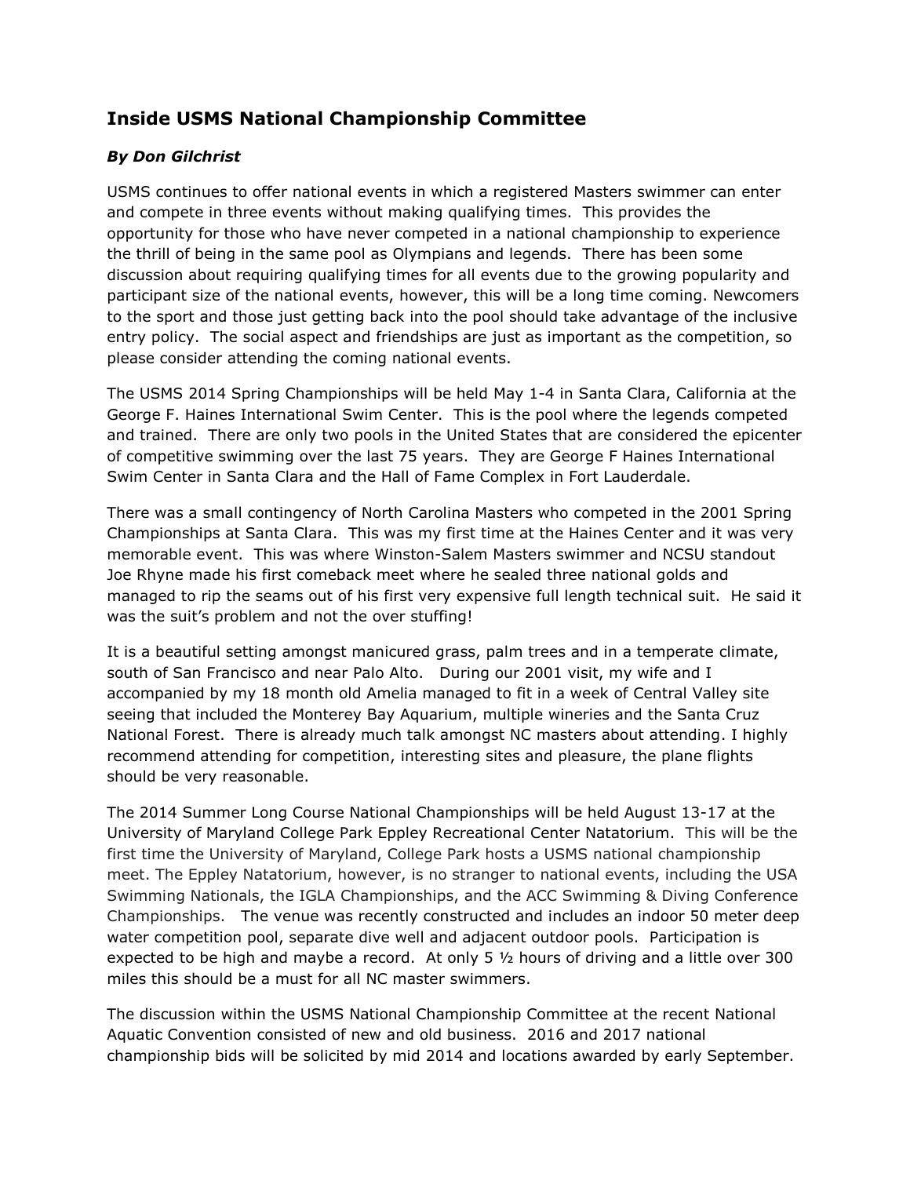## Inside USMS National Championship Committee

***By Don Gilchrist***

USMS continues to offer national events in which a registered Masters swimmer can enter and compete in three events without making qualifying times. This provides the opportunity for those who have never competed in a national championship to experience the thrill of being in the same pool as Olympians and legends. There has been some discussion about requiring qualifying times for all events due to the growing popularity and participant size of the national events, however, this will be a long time coming. Newcomers to the sport and those just getting back into the pool should take advantage of the inclusive entry policy. The social aspect and friendships are just as important as the competition, so please consider attending the coming national events.

The USMS 2014 Spring Championships will be held May 1-4 in Santa Clara, California at the George F. Haines International Swim Center. This is the pool where the legends competed and trained. There are only two pools in the United States that are considered the epicenter of competitive swimming over the last 75 years. They are George F Haines International Swim Center in Santa Clara and the Hall of Fame Complex in Fort Lauderdale.

There was a small contingency of North Carolina Masters who competed in the 2001 Spring Championships at Santa Clara. This was my first time at the Haines Center and it was very memorable event. This was where Winston-Salem Masters swimmer and NCSU standout Joe Rhyne made his first comeback meet where he sealed three national golds and managed to rip the seams out of his first very expensive full length technical suit. He said it was the suit's problem and not the over stuffing!

It is a beautiful setting amongst manicured grass, palm trees and in a temperate climate, south of San Francisco and near Palo Alto. During our 2001 visit, my wife and I accompanied by my 18 month old Amelia managed to fit in a week of Central Valley site seeing that included the Monterey Bay Aquarium, multiple wineries and the Santa Cruz National Forest. There is already much talk amongst NC masters about attending. I highly recommend attending for competition, interesting sites and pleasure, the plane flights should be very reasonable.

The 2014 Summer Long Course National Championships will be held August 13-17 at the University of Maryland College Park Eppley Recreational Center Natatorium. This will be the first time the University of Maryland, College Park hosts a USMS national championship meet. The Eppley Natatorium, however, is no stranger to national events, including the USA Swimming Nationals, the IGLA Championships, and the ACC Swimming & Diving Conference Championships. The venue was recently constructed and includes an indoor 50 meter deep water competition pool, separate dive well and adjacent outdoor pools. Participation is expected to be high and maybe a record. At only 5 ½ hours of driving and a little over 300 miles this should be a must for all NC master swimmers.

The discussion within the USMS National Championship Committee at the recent National Aquatic Convention consisted of new and old business. 2016 and 2017 national championship bids will be solicited by mid 2014 and locations awarded by early September.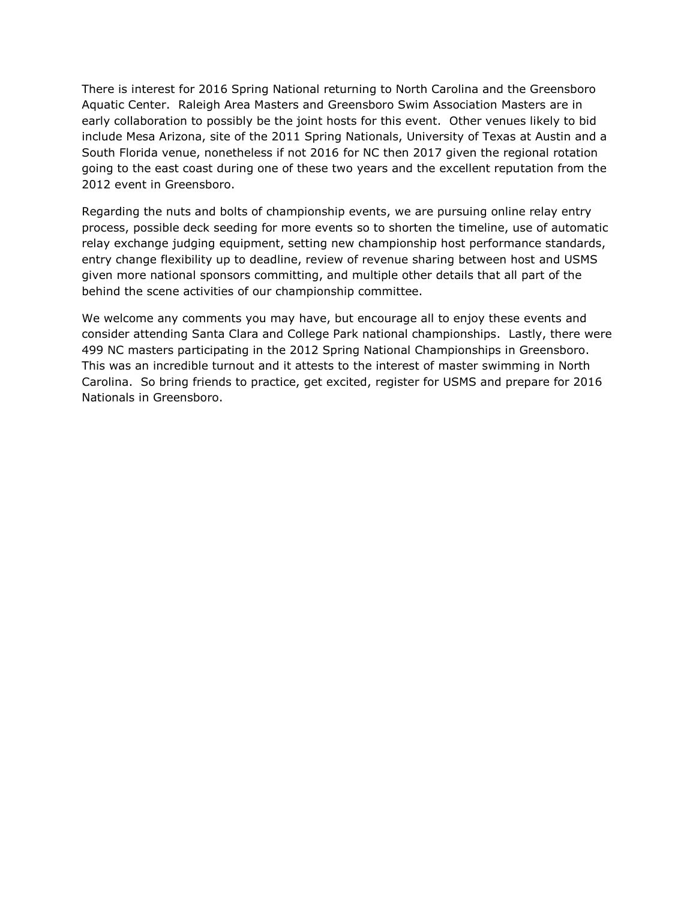There is interest for 2016 Spring National returning to North Carolina and the Greensboro Aquatic Center. Raleigh Area Masters and Greensboro Swim Association Masters are in early collaboration to possibly be the joint hosts for this event. Other venues likely to bid include Mesa Arizona, site of the 2011 Spring Nationals, University of Texas at Austin and a South Florida venue, nonetheless if not 2016 for NC then 2017 given the regional rotation going to the east coast during one of these two years and the excellent reputation from the 2012 event in Greensboro.

Regarding the nuts and bolts of championship events, we are pursuing online relay entry process, possible deck seeding for more events so to shorten the timeline, use of automatic relay exchange judging equipment, setting new championship host performance standards, entry change flexibility up to deadline, review of revenue sharing between host and USMS given more national sponsors committing, and multiple other details that all part of the behind the scene activities of our championship committee.

We welcome any comments you may have, but encourage all to enjoy these events and consider attending Santa Clara and College Park national championships. Lastly, there were 499 NC masters participating in the 2012 Spring National Championships in Greensboro. This was an incredible turnout and it attests to the interest of master swimming in North Carolina. So bring friends to practice, get excited, register for USMS and prepare for 2016 Nationals in Greensboro.